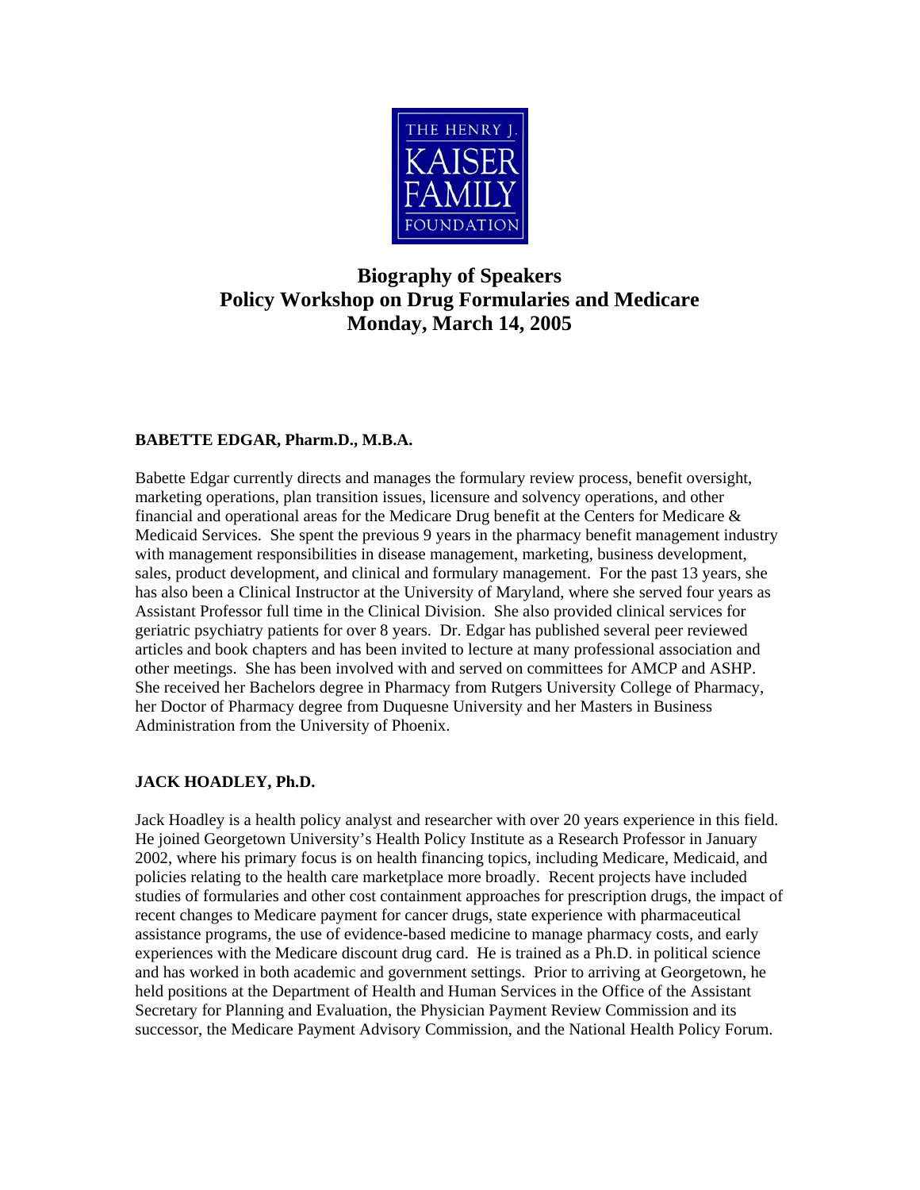THE HENRY J. KAISER FAMILY FOUNDATION

# Biography of Speakers
# Policy Workshop on Drug Formularies and Medicare
# Monday, March 14, 2005

**BABETTE EDGAR, Pharm.D., M.B.A.**

Babette Edgar currently directs and manages the formulary review process, benefit oversight, marketing operations, plan transition issues, licensure and solvency operations, and other financial and operational areas for the Medicare Drug benefit at the Centers for Medicare & Medicaid Services. She spent the previous 9 years in the pharmacy benefit management industry with management responsibilities in disease management, marketing, business development, sales, product development, and clinical and formulary management. For the past 13 years, she has also been a Clinical Instructor at the University of Maryland, where she served four years as Assistant Professor full time in the Clinical Division. She also provided clinical services for geriatric psychiatry patients for over 8 years. Dr. Edgar has published several peer reviewed articles and book chapters and has been invited to lecture at many professional association and other meetings. She has been involved with and served on committees for AMCP and ASHP. She received her Bachelors degree in Pharmacy from Rutgers University College of Pharmacy, her Doctor of Pharmacy degree from Duquesne University and her Masters in Business Administration from the University of Phoenix.

**JACK HOADLEY, Ph.D.**

Jack Hoadley is a health policy analyst and researcher with over 20 years experience in this field. He joined Georgetown University's Health Policy Institute as a Research Professor in January 2002, where his primary focus is on health financing topics, including Medicare, Medicaid, and policies relating to the health care marketplace more broadly. Recent projects have included studies of formularies and other cost containment approaches for prescription drugs, the impact of recent changes to Medicare payment for cancer drugs, state experience with pharmaceutical assistance programs, the use of evidence-based medicine to manage pharmacy costs, and early experiences with the Medicare discount drug card. He is trained as a Ph.D. in political science and has worked in both academic and government settings. Prior to arriving at Georgetown, he held positions at the Department of Health and Human Services in the Office of the Assistant Secretary for Planning and Evaluation, the Physician Payment Review Commission and its successor, the Medicare Payment Advisory Commission, and the National Health Policy Forum.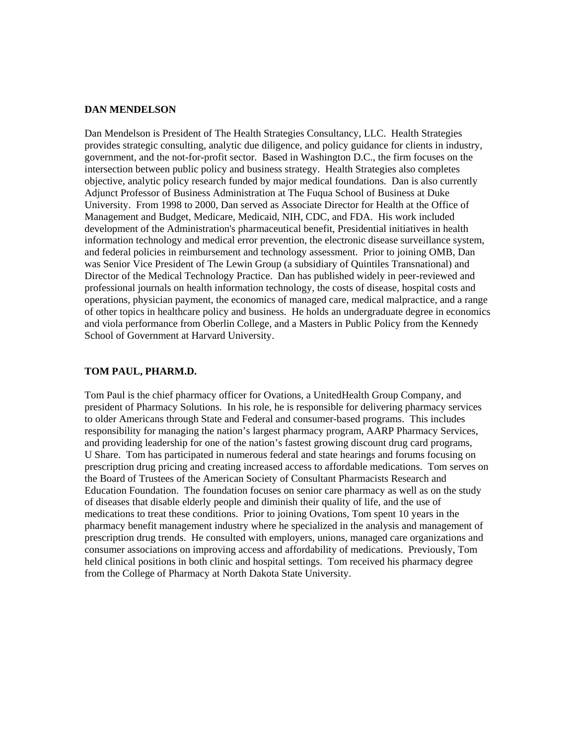**DAN MENDELSON**

Dan Mendelson is President of The Health Strategies Consultancy, LLC. Health Strategies provides strategic consulting, analytic due diligence, and policy guidance for clients in industry, government, and the not-for-profit sector. Based in Washington D.C., the firm focuses on the intersection between public policy and business strategy. Health Strategies also completes objective, analytic policy research funded by major medical foundations. Dan is also currently Adjunct Professor of Business Administration at The Fuqua School of Business at Duke University. From 1998 to 2000, Dan served as Associate Director for Health at the Office of Management and Budget, Medicare, Medicaid, NIH, CDC, and FDA. His work included development of the Administration's pharmaceutical benefit, Presidential initiatives in health information technology and medical error prevention, the electronic disease surveillance system, and federal policies in reimbursement and technology assessment. Prior to joining OMB, Dan was Senior Vice President of The Lewin Group (a subsidiary of Quintiles Transnational) and Director of the Medical Technology Practice. Dan has published widely in peer-reviewed and professional journals on health information technology, the costs of disease, hospital costs and operations, physician payment, the economics of managed care, medical malpractice, and a range of other topics in healthcare policy and business. He holds an undergraduate degree in economics and viola performance from Oberlin College, and a Masters in Public Policy from the Kennedy School of Government at Harvard University.

**TOM PAUL, PHARM.D.**

Tom Paul is the chief pharmacy officer for Ovations, a UnitedHealth Group Company, and president of Pharmacy Solutions. In his role, he is responsible for delivering pharmacy services to older Americans through State and Federal and consumer-based programs. This includes responsibility for managing the nation's largest pharmacy program, AARP Pharmacy Services, and providing leadership for one of the nation's fastest growing discount drug card programs, U Share. Tom has participated in numerous federal and state hearings and forums focusing on prescription drug pricing and creating increased access to affordable medications. Tom serves on the Board of Trustees of the American Society of Consultant Pharmacists Research and Education Foundation. The foundation focuses on senior care pharmacy as well as on the study of diseases that disable elderly people and diminish their quality of life, and the use of medications to treat these conditions. Prior to joining Ovations, Tom spent 10 years in the pharmacy benefit management industry where he specialized in the analysis and management of prescription drug trends. He consulted with employers, unions, managed care organizations and consumer associations on improving access and affordability of medications. Previously, Tom held clinical positions in both clinic and hospital settings. Tom received his pharmacy degree from the College of Pharmacy at North Dakota State University.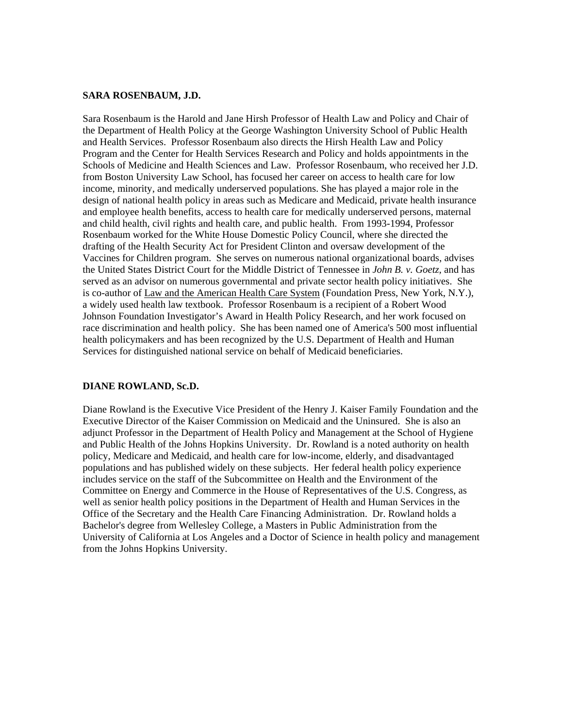**SARA ROSENBAUM, J.D.**

Sara Rosenbaum is the Harold and Jane Hirsh Professor of Health Law and Policy and Chair of the Department of Health Policy at the George Washington University School of Public Health and Health Services. Professor Rosenbaum also directs the Hirsh Health Law and Policy Program and the Center for Health Services Research and Policy and holds appointments in the Schools of Medicine and Health Sciences and Law. Professor Rosenbaum, who received her J.D. from Boston University Law School, has focused her career on access to health care for low income, minority, and medically underserved populations. She has played a major role in the design of national health policy in areas such as Medicare and Medicaid, private health insurance and employee health benefits, access to health care for medically underserved persons, maternal and child health, civil rights and health care, and public health. From 1993-1994, Professor Rosenbaum worked for the White House Domestic Policy Council, where she directed the drafting of the Health Security Act for President Clinton and oversaw development of the Vaccines for Children program. She serves on numerous national organizational boards, advises the United States District Court for the Middle District of Tennessee in *John B. v. Goetz*, and has served as an advisor on numerous governmental and private sector health policy initiatives. She is co-author of Law and the American Health Care System (Foundation Press, New York, N.Y.), a widely used health law textbook. Professor Rosenbaum is a recipient of a Robert Wood Johnson Foundation Investigator's Award in Health Policy Research, and her work focused on race discrimination and health policy. She has been named one of America's 500 most influential health policymakers and has been recognized by the U.S. Department of Health and Human Services for distinguished national service on behalf of Medicaid beneficiaries.

**DIANE ROWLAND, Sc.D.**

Diane Rowland is the Executive Vice President of the Henry J. Kaiser Family Foundation and the Executive Director of the Kaiser Commission on Medicaid and the Uninsured. She is also an adjunct Professor in the Department of Health Policy and Management at the School of Hygiene and Public Health of the Johns Hopkins University. Dr. Rowland is a noted authority on health policy, Medicare and Medicaid, and health care for low-income, elderly, and disadvantaged populations and has published widely on these subjects. Her federal health policy experience includes service on the staff of the Subcommittee on Health and the Environment of the Committee on Energy and Commerce in the House of Representatives of the U.S. Congress, as well as senior health policy positions in the Department of Health and Human Services in the Office of the Secretary and the Health Care Financing Administration. Dr. Rowland holds a Bachelor's degree from Wellesley College, a Masters in Public Administration from the University of California at Los Angeles and a Doctor of Science in health policy and management from the Johns Hopkins University.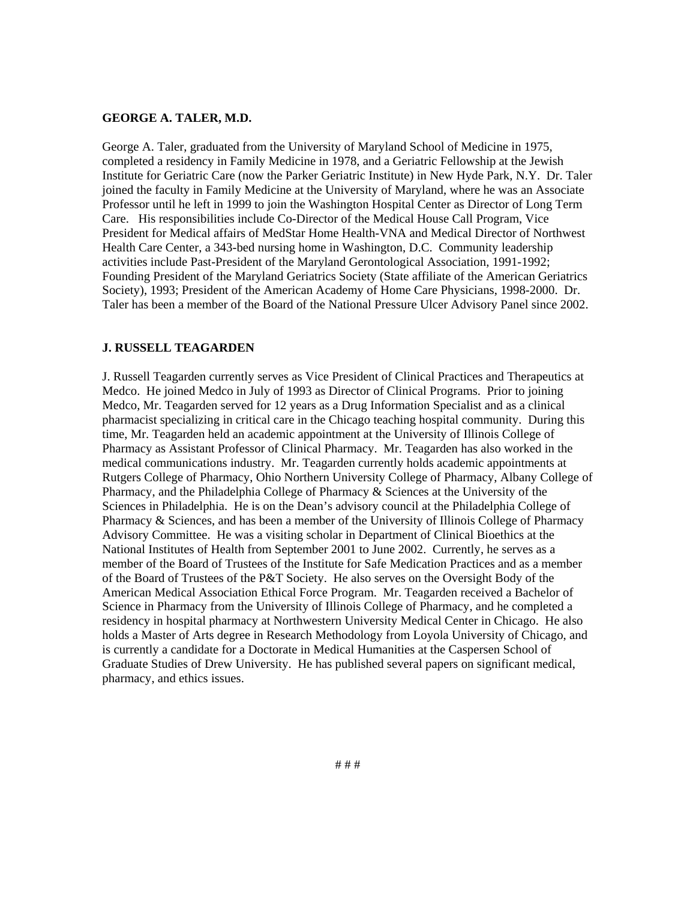**GEORGE A. TALER, M.D.**

George A. Taler, graduated from the University of Maryland School of Medicine in 1975, completed a residency in Family Medicine in 1978, and a Geriatric Fellowship at the Jewish Institute for Geriatric Care (now the Parker Geriatric Institute) in New Hyde Park, N.Y. Dr. Taler joined the faculty in Family Medicine at the University of Maryland, where he was an Associate Professor until he left in 1999 to join the Washington Hospital Center as Director of Long Term Care. His responsibilities include Co-Director of the Medical House Call Program, Vice President for Medical affairs of MedStar Home Health-VNA and Medical Director of Northwest Health Care Center, a 343-bed nursing home in Washington, D.C. Community leadership activities include Past-President of the Maryland Gerontological Association, 1991-1992; Founding President of the Maryland Geriatrics Society (State affiliate of the American Geriatrics Society), 1993; President of the American Academy of Home Care Physicians, 1998-2000. Dr. Taler has been a member of the Board of the National Pressure Ulcer Advisory Panel since 2002.

**J. RUSSELL TEAGARDEN**

J. Russell Teagarden currently serves as Vice President of Clinical Practices and Therapeutics at Medco. He joined Medco in July of 1993 as Director of Clinical Programs. Prior to joining Medco, Mr. Teagarden served for 12 years as a Drug Information Specialist and as a clinical pharmacist specializing in critical care in the Chicago teaching hospital community. During this time, Mr. Teagarden held an academic appointment at the University of Illinois College of Pharmacy as Assistant Professor of Clinical Pharmacy. Mr. Teagarden has also worked in the medical communications industry. Mr. Teagarden currently holds academic appointments at Rutgers College of Pharmacy, Ohio Northern University College of Pharmacy, Albany College of Pharmacy, and the Philadelphia College of Pharmacy & Sciences at the University of the Sciences in Philadelphia. He is on the Dean's advisory council at the Philadelphia College of Pharmacy & Sciences, and has been a member of the University of Illinois College of Pharmacy Advisory Committee. He was a visiting scholar in Department of Clinical Bioethics at the National Institutes of Health from September 2001 to June 2002. Currently, he serves as a member of the Board of Trustees of the Institute for Safe Medication Practices and as a member of the Board of Trustees of the P&T Society. He also serves on the Oversight Body of the American Medical Association Ethical Force Program. Mr. Teagarden received a Bachelor of Science in Pharmacy from the University of Illinois College of Pharmacy, and he completed a residency in hospital pharmacy at Northwestern University Medical Center in Chicago. He also holds a Master of Arts degree in Research Methodology from Loyola University of Chicago, and is currently a candidate for a Doctorate in Medical Humanities at the Caspersen School of Graduate Studies of Drew University. He has published several papers on significant medical, pharmacy, and ethics issues.

# # #